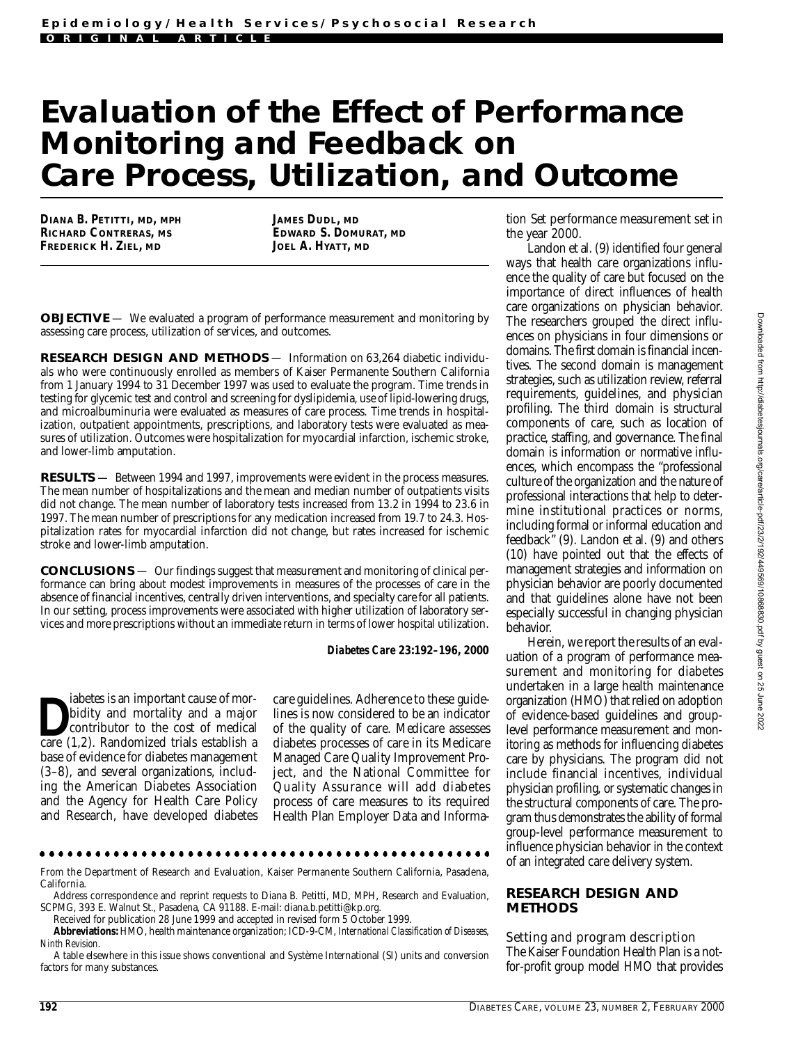Epidemiology/Health Services/Psychosocial Research

ORIGINAL ARTICLE

# Evaluation of the Effect of Performance Monitoring and Feedback on Care Process, Utilization, and Outcome

DIANA B. PETITTI, MD, MPH
RICHARD CONTRERAS, MS
FREDERICK H. ZIEL, MD
JAMES DUDL, MD
EDWARD S. DOMURAT, MD
JOEL A. HYATT, MD

**OBJECTIVE** — We evaluated a program of performance measurement and monitoring by assessing care process, utilization of services, and outcomes.

**RESEARCH DESIGN AND METHODS** — Information on 63,264 diabetic individuals who were continuously enrolled as members of Kaiser Permanente Southern California from 1 January 1994 to 31 December 1997 was used to evaluate the program. Time trends in testing for glycemic test and control and screening for dyslipidemia, use of lipid-lowering drugs, and microalbuminuria were evaluated as measures of care process. Time trends in hospitalization, outpatient appointments, prescriptions, and laboratory tests were evaluated as measures of utilization. Outcomes were hospitalization for myocardial infarction, ischemic stroke, and lower-limb amputation.

**RESULTS** — Between 1994 and 1997, improvements were evident in the process measures. The mean number of hospitalizations and the mean and median number of outpatients visits did not change. The mean number of laboratory tests increased from 13.2 in 1994 to 23.6 in 1997. The mean number of prescriptions for any medication increased from 19.7 to 24.3. Hospitalization rates for myocardial infarction did not change, but rates increased for ischemic stroke and lower-limb amputation.

**CONCLUSIONS** — Our findings suggest that measurement and monitoring of clinical performance can bring about modest improvements in measures of the processes of care in the absence of financial incentives, centrally driven interventions, and specialty care for all patients. In our setting, process improvements were associated with higher utilization of laboratory services and more prescriptions without an immediate return in terms of lower hospital utilization.

***Diabetes Care* 23:192–196, 2000**

Diabetes is an important cause of morbidity and mortality and a major contributor to the cost of medical care (1,2). Randomized trials establish a base of evidence for diabetes management (3–8), and several organizations, including the American Diabetes Association and the Agency for Health Care Policy and Research, have developed diabetes care guidelines. Adherence to these guidelines is now considered to be an indicator of the quality of care. Medicare assesses diabetes processes of care in its Medicare Managed Care Quality Improvement Project, and the National Committee for Quality Assurance will add diabetes process of care measures to its required Health Plan Employer Data and Information Set performance measurement set in the year 2000.

Landon et al. (9) identified four general ways that health care organizations influence the quality of care but focused on the importance of direct influences of health care organizations on physician behavior. The researchers grouped the direct influences on physicians in four dimensions or domains. The first domain is financial incentives. The second domain is management strategies, such as utilization review, referral requirements, guidelines, and physician profiling. The third domain is structural components of care, such as location of practice, staffing, and governance. The final domain is information or normative influences, which encompass the "professional culture of the organization and the nature of professional interactions that help to determine institutional practices or norms, including formal or informal education and feedback" (9). Landon et al. (9) and others (10) have pointed out that the effects of management strategies and information on physician behavior are poorly documented and that guidelines alone have not been especially successful in changing physician behavior.

Herein, we report the results of an evaluation of a program of performance measurement and monitoring for diabetes undertaken in a large health maintenance organization (HMO) that relied on adoption of evidence-based guidelines and group-level performance measurement and monitoring as methods for influencing diabetes care by physicians. The program did not include financial incentives, individual physician profiling, or systematic changes in the structural components of care. The program thus demonstrates the ability of formal group-level performance measurement to influence physician behavior in the context of an integrated care delivery system.

## RESEARCH DESIGN AND METHODS

### Setting and program description

The Kaiser Foundation Health Plan is a not-for-profit group model HMO that provides

From the Department of Research and Evaluation, Kaiser Permanente Southern California, Pasadena, California.

Address correspondence and reprint requests to Diana B. Petitti, MD, MPH, Research and Evaluation, SCPMG, 393 E. Walnut St., Pasadena, CA 91188. E-mail: diana.b.petitti@kp.org.

Received for publication 28 June 1999 and accepted in revised form 5 October 1999.

**Abbreviations:** HMO, health maintenance organization; ICD-9-CM, *International Classification of Diseases, Ninth Revision*.

A table elsewhere in this issue shows conventional and Système International (SI) units and conversion factors for many substances.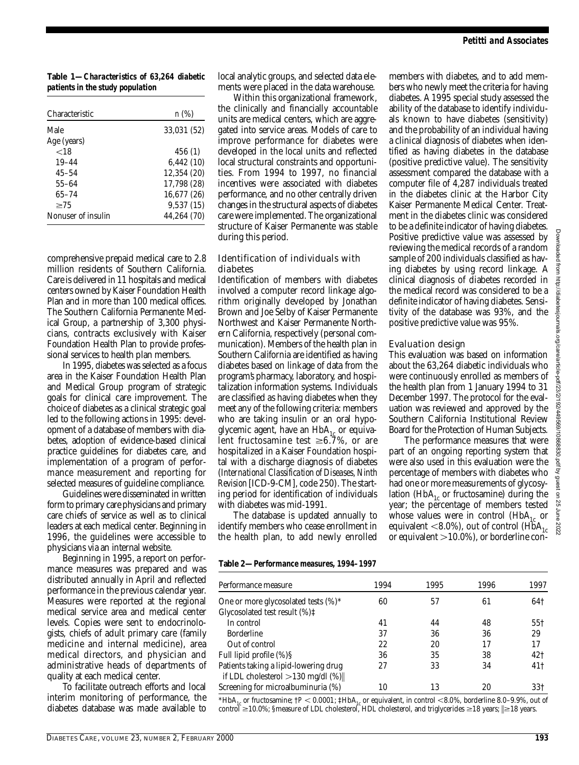**Table 1—Characteristics of 63,264 diabetic patients in the study population**

| Characteristic | n (%) |
|---|---|
| Male | 33,031 (52) |
| Age (years) | |
| <18 | 456 (1) |
| 19–44 | 6,442 (10) |
| 45–54 | 12,354 (20) |
| 55–64 | 17,798 (28) |
| 65–74 | 16,677 (26) |
| ≥75 | 9,537 (15) |
| Nonuser of insulin | 44,264 (70) |

comprehensive prepaid medical care to 2.8 million residents of Southern California. Care is delivered in 11 hospitals and medical centers owned by Kaiser Foundation Health Plan and in more than 100 medical offices. The Southern California Permanente Medical Group, a partnership of 3,300 physicians, contracts exclusively with Kaiser Foundation Health Plan to provide professional services to health plan members.

In 1995, diabetes was selected as a focus area in the Kaiser Foundation Health Plan and Medical Group program of strategic goals for clinical care improvement. The choice of diabetes as a clinical strategic goal led to the following actions in 1995: development of a database of members with diabetes, adoption of evidence-based clinical practice guidelines for diabetes care, and implementation of a program of performance measurement and reporting for selected measures of guideline compliance.

Guidelines were disseminated in written form to primary care physicians and primary care chiefs of service as well as to clinical leaders at each medical center. Beginning in 1996, the guidelines were accessible to physicians via an internal website.

Beginning in 1995, a report on performance measures was prepared and was distributed annually in April and reflected performance in the previous calendar year. Measures were reported at the regional medical service area and medical center levels. Copies were sent to endocrinologists, chiefs of adult primary care (family medicine and internal medicine), area medical directors, and physician and administrative heads of departments of quality at each medical center.

To facilitate outreach efforts and local interim monitoring of performance, the diabetes database was made available to local analytic groups, and selected data elements were placed in the data warehouse.

Within this organizational framework, the clinically and financially accountable units are medical centers, which are aggregated into service areas. Models of care to improve performance for diabetes were developed in the local units and reflected local structural constraints and opportunities. From 1994 to 1997, no financial incentives were associated with diabetes performance, and no other centrally driven changes in the structural aspects of diabetes care were implemented. The organizational structure of Kaiser Permanente was stable during this period.

## Identification of individuals with diabetes

Identification of members with diabetes involved a computer record linkage algorithm originally developed by Jonathan Brown and Joe Selby of Kaiser Permanente Northwest and Kaiser Permanente Northern California, respectively (personal communication). Members of the health plan in Southern California are identified as having diabetes based on linkage of data from the program's pharmacy, laboratory, and hospitalization information systems. Individuals are classified as having diabetes when they meet any of the following criteria: members who are taking insulin or an oral hypoglycemic agent, have an $HbA_{1c}$ or equivalent fructosamine test ≥6.7%, or are hospitalized in a Kaiser Foundation hospital with a discharge diagnosis of diabetes (*International Classification of Diseases, Ninth Revision* [ICD-9-CM], code 250). The starting period for identification of individuals with diabetes was mid-1991.

The database is updated annually to identify members who cease enrollment in the health plan, to add newly enrolled members with diabetes, and to add members who newly meet the criteria for having diabetes. A 1995 special study assessed the ability of the database to identify individuals known to have diabetes (sensitivity) and the probability of an individual having a clinical diagnosis of diabetes when identified as having diabetes in the database (positive predictive value). The sensitivity assessment compared the database with a computer file of 4,287 individuals treated in the diabetes clinic at the Harbor City Kaiser Permanente Medical Center. Treatment in the diabetes clinic was considered to be a definite indicator of having diabetes. Positive predictive value was assessed by reviewing the medical records of a random sample of 200 individuals classified as having diabetes by using record linkage. A clinical diagnosis of diabetes recorded in the medical record was considered to be a definite indicator of having diabetes. Sensitivity of the database was 93%, and the positive predictive value was 95%.

## Evaluation design

This evaluation was based on information about the 63,264 diabetic individuals who were continuously enrolled as members of the health plan from 1 January 1994 to 31 December 1997. The protocol for the evaluation was reviewed and approved by the Southern California Institutional Review Board for the Protection of Human Subjects.

The performance measures that were part of an ongoing reporting system that were also used in this evaluation were the percentage of members with diabetes who had one or more measurements of glycosylation ($HbA_{1c}$ or fructosamine) during the year; the percentage of members tested whose values were in control ($HbA_{1c}$ or equivalent <8.0%), out of control ($HbA_{1c}$ or equivalent >10.0%), or borderline con-

**Table 2—Performance measures, 1994–1997**

| Performance measure | 1994 | 1995 | 1996 | 1997 |
|---|---|---|---|---|
| One or more glycosolated tests (%)* | 60 | 57 | 61 | 64† |
| Glycosolated test result (%)‡ | | | | |
| In control | 41 | 44 | 48 | 55† |
| Borderline | 37 | 36 | 36 | 29 |
| Out of control | 22 | 20 | 17 | 17 |
| Full lipid profile (%)§ | 36 | 35 | 38 | 42† |
| Patients taking a lipid-lowering drug if LDL cholesterol >130 mg/dl (%)‖ | 27 | 33 | 34 | 41† |
| Screening for microalbuminuria (%) | 10 | 13 | 20 | 33† |

*$HbA_{1c}$ or fructosamine; †$P < 0.0001$; ‡$HbA_{1c}$ or equivalent, in control <8.0%, borderline 8.0–9.9%, out of control ≥10.0%; §measure of LDL cholesterol, HDL cholesterol, and triglycerides ≥18 years; ‖≥18 years.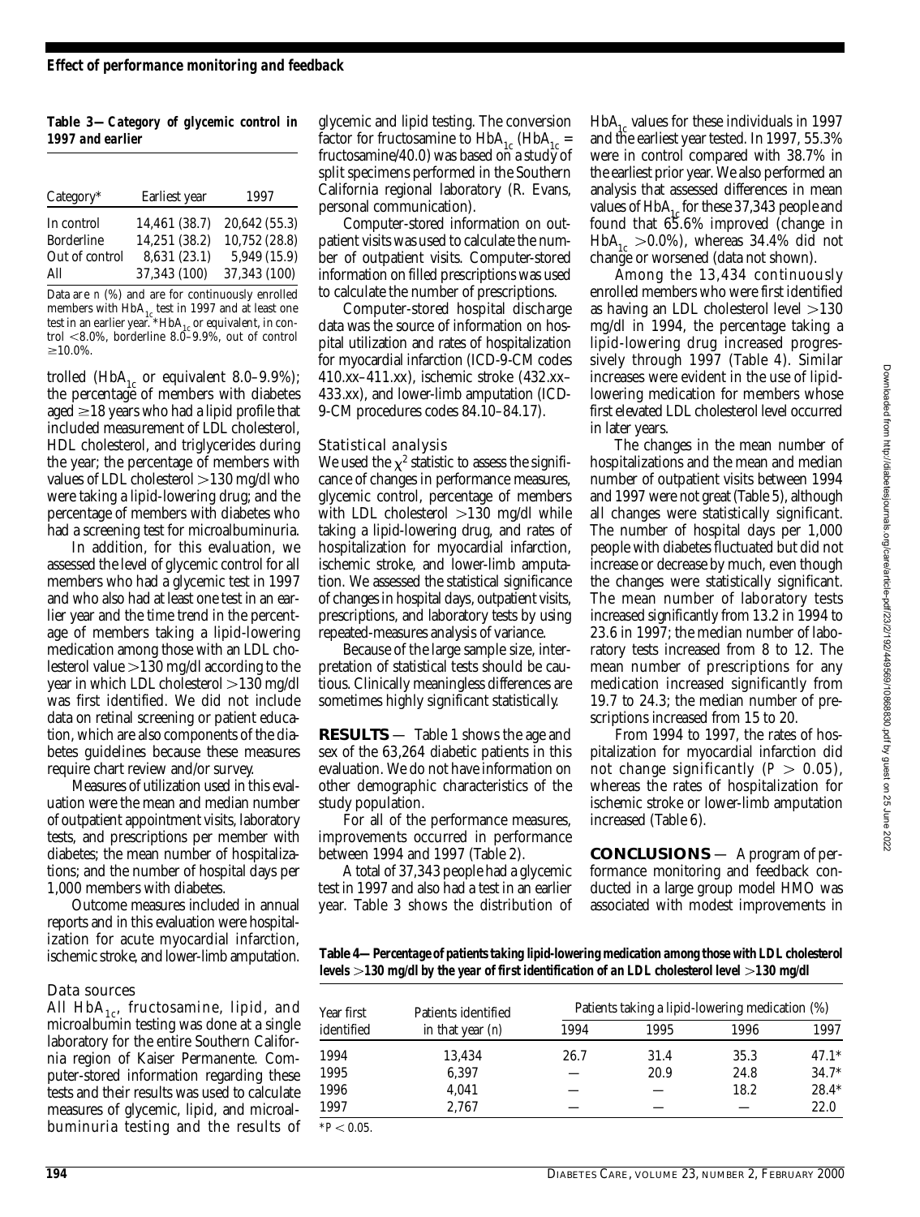**Table 3—Category of glycemic control in 1997 and earlier**

| Category* | Earliest year | 1997 |
|---|---|---|
| In control | 14,461 (38.7) | 20,642 (55.3) |
| Borderline | 14,251 (38.2) | 10,752 (28.8) |
| Out of control | 8,631 (23.1) | 5,949 (15.9) |
| All | 37,343 (100) | 37,343 (100) |

Data are *n* (%) and are for continuously enrolled members with $HbA_{1c}$ test in 1997 and at least one test in an earlier year. *$HbA_{1c}$ or equivalent, in control <8.0%, borderline 8.0–9.9%, out of control ≥10.0%.

trolled ($HbA_{1c}$ or equivalent 8.0–9.9%); the percentage of members with diabetes aged ≥18 years who had a lipid profile that included measurement of LDL cholesterol, HDL cholesterol, and triglycerides during the year; the percentage of members with values of LDL cholesterol >130 mg/dl who were taking a lipid-lowering drug; and the percentage of members with diabetes who had a screening test for microalbuminuria.

In addition, for this evaluation, we assessed the level of glycemic control for all members who had a glycemic test in 1997 and who also had at least one test in an earlier year and the time trend in the percentage of members taking a lipid-lowering medication among those with an LDL cholesterol value >130 mg/dl according to the year in which LDL cholesterol >130 mg/dl was first identified. We did not include data on retinal screening or patient education, which are also components of the diabetes guidelines because these measures require chart review and/or survey.

Measures of utilization used in this evaluation were the mean and median number of outpatient appointment visits, laboratory tests, and prescriptions per member with diabetes; the mean number of hospitalizations; and the number of hospital days per 1,000 members with diabetes.

Outcome measures included in annual reports and in this evaluation were hospitalization for acute myocardial infarction, ischemic stroke, and lower-limb amputation.

### Data sources

All $HbA_{1c}$, fructosamine, lipid, and microalbumin testing was done at a single laboratory for the entire Southern California region of Kaiser Permanente. Computer-stored information regarding these tests and their results was used to calculate measures of glycemic, lipid, and microalbuminuria testing and the results of glycemic and lipid testing. The conversion factor for fructosamine to $HbA_{1c}$ ($HbA_{1c}$ = fructosamine/40.0) was based on a study of split specimens performed in the Southern California regional laboratory (R. Evans, personal communication).

Computer-stored information on outpatient visits was used to calculate the number of outpatient visits. Computer-stored information on filled prescriptions was used to calculate the number of prescriptions.

Computer-stored hospital discharge data was the source of information on hospital utilization and rates of hospitalization for myocardial infarction (ICD-9-CM codes 410.xx–411.xx), ischemic stroke (432.xx–433.xx), and lower-limb amputation (ICD-9-CM procedures codes 84.10–84.17).

### Statistical analysis

We used the $\chi^2$ statistic to assess the significance of changes in performance measures, glycemic control, percentage of members with LDL cholesterol >130 mg/dl while taking a lipid-lowering drug, and rates of hospitalization for myocardial infarction, ischemic stroke, and lower-limb amputation. We assessed the statistical significance of changes in hospital days, outpatient visits, prescriptions, and laboratory tests by using repeated-measures analysis of variance.

Because of the large sample size, interpretation of statistical tests should be cautious. Clinically meaningless differences are sometimes highly significant statistically.

## RESULTS

Table 1 shows the age and sex of the 63,264 diabetic patients in this evaluation. We do not have information on other demographic characteristics of the study population.

For all of the performance measures, improvements occurred in performance between 1994 and 1997 (Table 2).

A total of 37,343 people had a glycemic test in 1997 and also had a test in an earlier year. Table 3 shows the distribution of $HbA_{1c}$ values for these individuals in 1997 and the earliest year tested. In 1997, 55.3% were in control compared with 38.7% in the earliest prior year. We also performed an analysis that assessed differences in mean values of $HbA_{1c}$ for these 37,343 people and found that 65.6% improved (change in $HbA_{1c}$ >0.0%), whereas 34.4% did not change or worsened (data not shown).

Among the 13,434 continuously enrolled members who were first identified as having an LDL cholesterol level >130 mg/dl in 1994, the percentage taking a lipid-lowering drug increased progressively through 1997 (Table 4). Similar increases were evident in the use of lipid-lowering medication for members whose first elevated LDL cholesterol level occurred in later years.

The changes in the mean number of hospitalizations and the mean and median number of outpatient visits between 1994 and 1997 were not great (Table 5), although all changes were statistically significant. The number of hospital days per 1,000 people with diabetes fluctuated but did not increase or decrease by much, even though the changes were statistically significant. The mean number of laboratory tests increased significantly from 13.2 in 1994 to 23.6 in 1997; the median number of laboratory tests increased from 8 to 12. The mean number of prescriptions for any medication increased significantly from 19.7 to 24.3; the median number of prescriptions increased from 15 to 20.

From 1994 to 1997, the rates of hospitalization for myocardial infarction did not change significantly ($P > 0.05$), whereas the rates of hospitalization for ischemic stroke or lower-limb amputation increased (Table 6).

## CONCLUSIONS

A program of performance monitoring and feedback conducted in a large group model HMO was associated with modest improvements in

**Table 4—Percentage of patients taking lipid-lowering medication among those with LDL cholesterol levels >130 mg/dl by the year of first identification of an LDL cholesterol level >130 mg/dl**

| Year first identified | Patients identified in that year (*n*) | Patients taking a lipid-lowering medication (%) | | | |
|---|---|---|---|---|---|
| | | 1994 | 1995 | 1996 | 1997 |
| 1994 | 13,434 | 26.7 | 31.4 | 35.3 | 47.1* |
| 1995 | 6,397 | — | 20.9 | 24.8 | 34.7* |
| 1996 | 4,041 | — | — | 18.2 | 28.4* |
| 1997 | 2,767 | — | — | — | 22.0 |

*$P < 0.05$.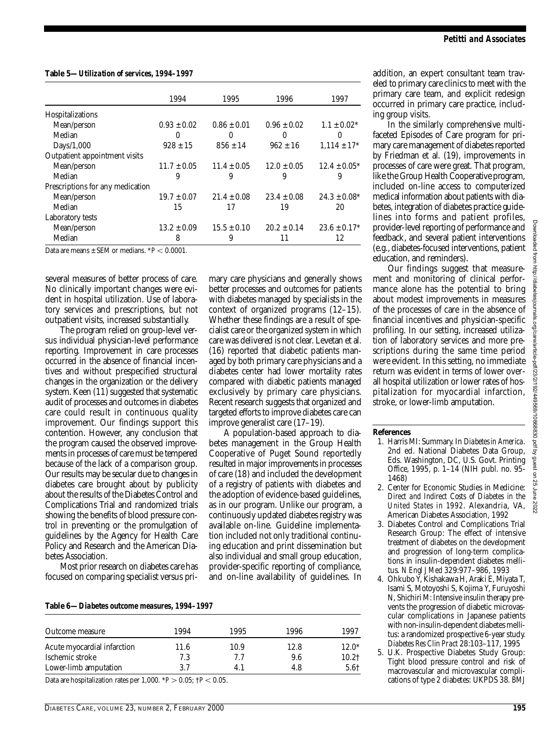**Table 5—Utilization of services, 1994–1997**

| | 1994 | 1995 | 1996 | 1997 |
|---|---|---|---|---|
| Hospitalizations | | | | |
| Mean/person | 0.93 ± 0.02 | 0.86 ± 0.01 | 0.96 ± 0.02 | 1.1 ± 0.02* |
| Median | 0 | 0 | 0 | 0 |
| Days/1,000 | 928 ± 15 | 856 ± 14 | 962 ± 16 | 1,114 ± 17* |
| Outpatient appointment visits | | | | |
| Mean/person | 11.7 ± 0.05 | 11.4 ± 0.05 | 12.0 ± 0.05 | 12.4 ± 0.05* |
| Median | 9 | 9 | 9 | 9 |
| Prescriptions for any medication | | | | |
| Mean/person | 19.7 ± 0.07 | 21.4 ± 0.08 | 23.4 ± 0.08 | 24.3 ± 0.08* |
| Median | 15 | 17 | 19 | 20 |
| Laboratory tests | | | | |
| Mean/person | 13.2 ± 0.09 | 15.5 ± 0.10 | 20.2 ± 0.14 | 23.6 ± 0.17* |
| Median | 8 | 9 | 11 | 12 |

Data are means ± SEM or medians. *$P < 0.0001$.

several measures of better process of care. No clinically important changes were evident in hospital utilization. Use of laboratory services and prescriptions, but not outpatient visits, increased substantially.

The program relied on group-level versus individual physician-level performance reporting. Improvement in care processes occurred in the absence of financial incentives and without prespecified structural changes in the organization or the delivery system. Keen (11) suggested that systematic audit of processes and outcomes in diabetes care could result in continuous quality improvement. Our findings support this contention. However, any conclusion that the program caused the observed improvements in processes of care must be tempered because of the lack of a comparison group. Our results may be secular due to changes in diabetes care brought about by publicity about the results of the Diabetes Control and Complications Trial and randomized trials showing the benefits of blood pressure control in preventing or the promulgation of guidelines by the Agency for Health Care Policy and Research and the American Diabetes Association.

Most prior research on diabetes care has focused on comparing specialist versus primary care physicians and generally shows better processes and outcomes for patients with diabetes managed by specialists in the context of organized programs (12–15). Whether these findings are a result of specialist care or the organized system in which care was delivered is not clear. Levetan et al. (16) reported that diabetic patients managed by both primary care physicians and a diabetes center had lower mortality rates compared with diabetic patients managed exclusively by primary care physicians. Recent research suggests that organized and targeted efforts to improve diabetes care can improve generalist care (17–19).

A population-based approach to diabetes management in the Group Health Cooperative of Puget Sound reportedly resulted in major improvements in processes of care (18) and included the development of a registry of patients with diabetes and the adoption of evidence-based guidelines, as in our program. Unlike our program, a continuously updated diabetes registry was available on-line. Guideline implementation included not only traditional continuing education and print dissemination but also individual and small group education, provider-specific reporting of compliance, and on-line availability of guidelines. In addition, an expert consultant team traveled to primary care clinics to meet with the primary care team, and explicit redesign occurred in primary care practice, including group visits.

**Table 6—Diabetes outcome measures, 1994–1997**

| Outcome measure | 1994 | 1995 | 1996 | 1997 |
|---|---|---|---|---|
| Acute myocardial infarction | 11.6 | 10.9 | 12.8 | 12.0* |
| Ischemic stroke | 7.3 | 7.7 | 9.6 | 10.2† |
| Lower-limb amputation | 3.7 | 4.1 | 4.8 | 5.6† |

Data are hospitalization rates per 1,000. *$P > 0.05$; †$P < 0.05$.

In the similarly comprehensive multifaceted Episodes of Care program for primary care management of diabetes reported by Friedman et al. (19), improvements in processes of care were great. That program, like the Group Health Cooperative program, included on-line access to computerized medical information about patients with diabetes, integration of diabetes practice guidelines into forms and patient profiles, provider-level reporting of performance and feedback, and several patient interventions (e.g., diabetes-focused interventions, patient education, and reminders).

Our findings suggest that measurement and monitoring of clinical performance alone has the potential to bring about modest improvements in measures of the processes of care in the absence of financial incentives and physician-specific profiling. In our setting, increased utilization of laboratory services and more prescriptions during the same time period were evident. In this setting, no immediate return was evident in terms of lower overall hospital utilization or lower rates of hospitalization for myocardial infarction, stroke, or lower-limb amputation.

## References

1. Harris MI: Summary. In *Diabetes in America*. 2nd ed. National Diabetes Data Group, Eds. Washington, DC, U.S. Govt. Printing Office, 1995, p. 1–14 (NIH publ. no. 95-1468)
2. Center for Economic Studies in Medicine: *Direct and Indirect Costs of Diabetes in the United States in 1992*. Alexandria, VA, American Diabetes Association, 1992
3. Diabetes Control and Complications Trial Research Group: The effect of intensive treatment of diabetes on the development and progression of long-term complications in insulin-dependent diabetes mellitus. *N Engl J Med* 329:977–986, 1993
4. Ohkubo Y, Kishakawa H, Araki E, Miyata T, Isami S, Motoyoshi S, Kojima Y, Furuyoshi N, Shichiri M: Intensive insulin therapy prevents the progression of diabetic microvascular complications in Japanese patients with non-insulin-dependent diabetes mellitus: a randomized prospective 6-year study. *Diabetes Res Clin Pract* 28:103–117, 1995
5. U.K. Prospective Diabetes Study Group: Tight blood pressure control and risk of macrovascular and microvascular complications of type 2 diabetes: UKPDS 38. *BMJ*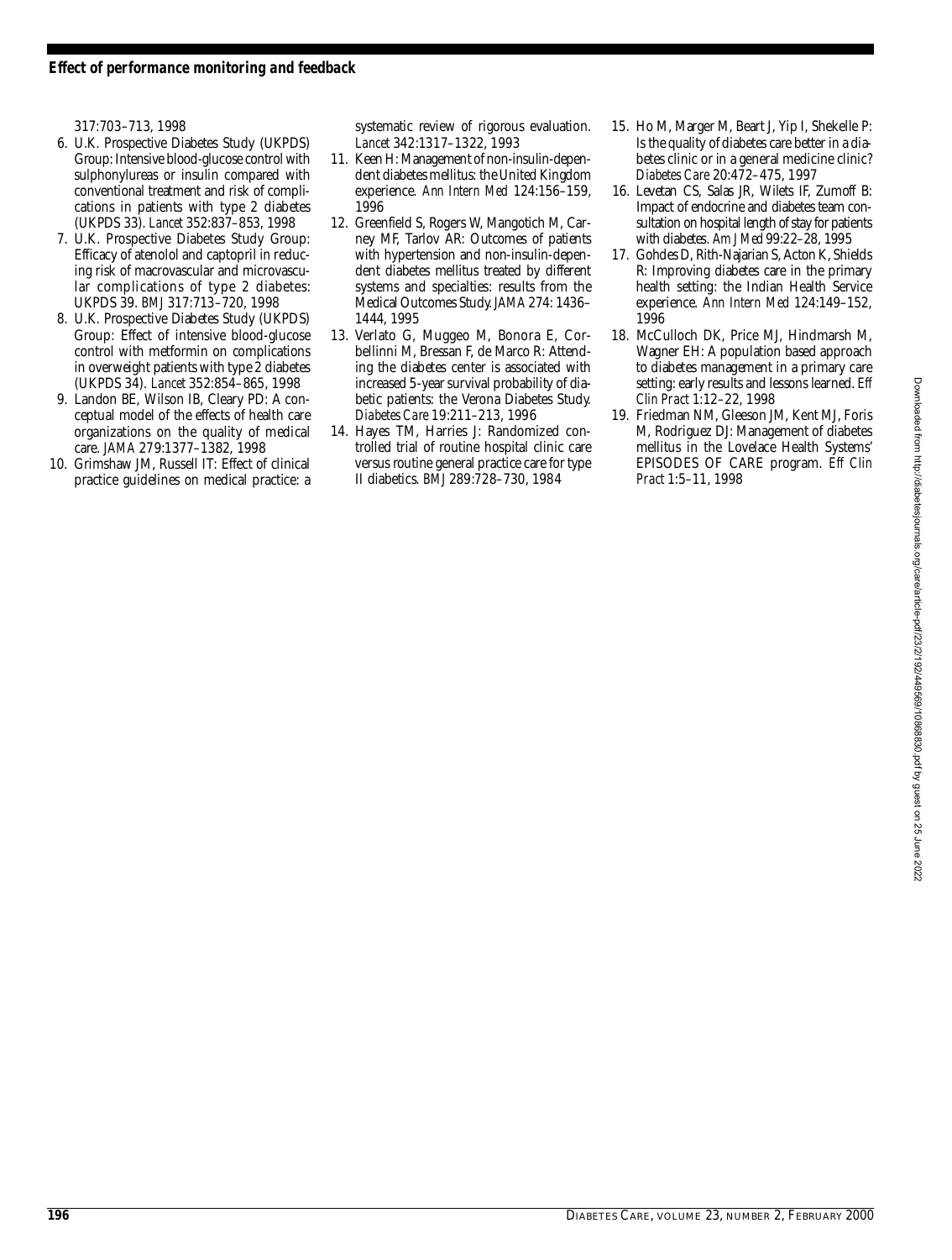317:703–713, 1998

6. U.K. Prospective Diabetes Study (UKPDS) Group: Intensive blood-glucose control with sulphonylureas or insulin compared with conventional treatment and risk of complications in patients with type 2 diabetes (UKPDS 33). *Lancet* 352:837–853, 1998
7. U.K. Prospective Diabetes Study Group: Efficacy of atenolol and captopril in reducing risk of macrovascular and microvascular complications of type 2 diabetes: UKPDS 39. *BMJ* 317:713–720, 1998
8. U.K. Prospective Diabetes Study (UKPDS) Group: Effect of intensive blood-glucose control with metformin on complications in overweight patients with type 2 diabetes (UKPDS 34). *Lancet* 352:854–865, 1998
9. Landon BE, Wilson IB, Cleary PD: A conceptual model of the effects of health care organizations on the quality of medical care. *JAMA* 279:1377–1382, 1998
10. Grimshaw JM, Russell IT: Effect of clinical practice guidelines on medical practice: a systematic review of rigorous evaluation. *Lancet* 342:1317–1322, 1993
11. Keen H: Management of non-insulin-dependent diabetes mellitus: the United Kingdom experience. *Ann Intern Med* 124:156–159, 1996
12. Greenfield S, Rogers W, Mangotich M, Carney MF, Tarlov AR: Outcomes of patients with hypertension and non-insulin-dependent diabetes mellitus treated by different systems and specialties: results from the Medical Outcomes Study. *JAMA* 274: 1436–1444, 1995
13. Verlato G, Muggeo M, Bonora E, Corbellinni M, Bressan F, de Marco R: Attending the diabetes center is associated with increased 5-year survival probability of diabetic patients: the Verona Diabetes Study. *Diabetes Care* 19:211–213, 1996
14. Hayes TM, Harries J: Randomized controlled trial of routine hospital clinic care versus routine general practice care for type II diabetics. *BMJ* 289:728–730, 1984
15. Ho M, Marger M, Beart J, Yip I, Shekelle P: Is the quality of diabetes care better in a diabetes clinic or in a general medicine clinic? *Diabetes Care* 20:472–475, 1997
16. Levetan CS, Salas JR, Wilets IF, Zumoff B: Impact of endocrine and diabetes team consultation on hospital length of stay for patients with diabetes. *Am J Med* 99:22–28, 1995
17. Gohdes D, Rith-Najarian S, Acton K, Shields R: Improving diabetes care in the primary health setting: the Indian Health Service experience. *Ann Intern Med* 124:149–152, 1996
18. McCulloch DK, Price MJ, Hindmarsh M, Wagner EH: A population based approach to diabetes management in a primary care setting: early results and lessons learned. *Eff Clin Pract* 1:12–22, 1998
19. Friedman NM, Gleeson JM, Kent MJ, Foris M, Rodriguez DJ: Management of diabetes mellitus in the Lovelace Health Systems' EPISODES OF CARE program. *Eff Clin Pract* 1:5–11, 1998